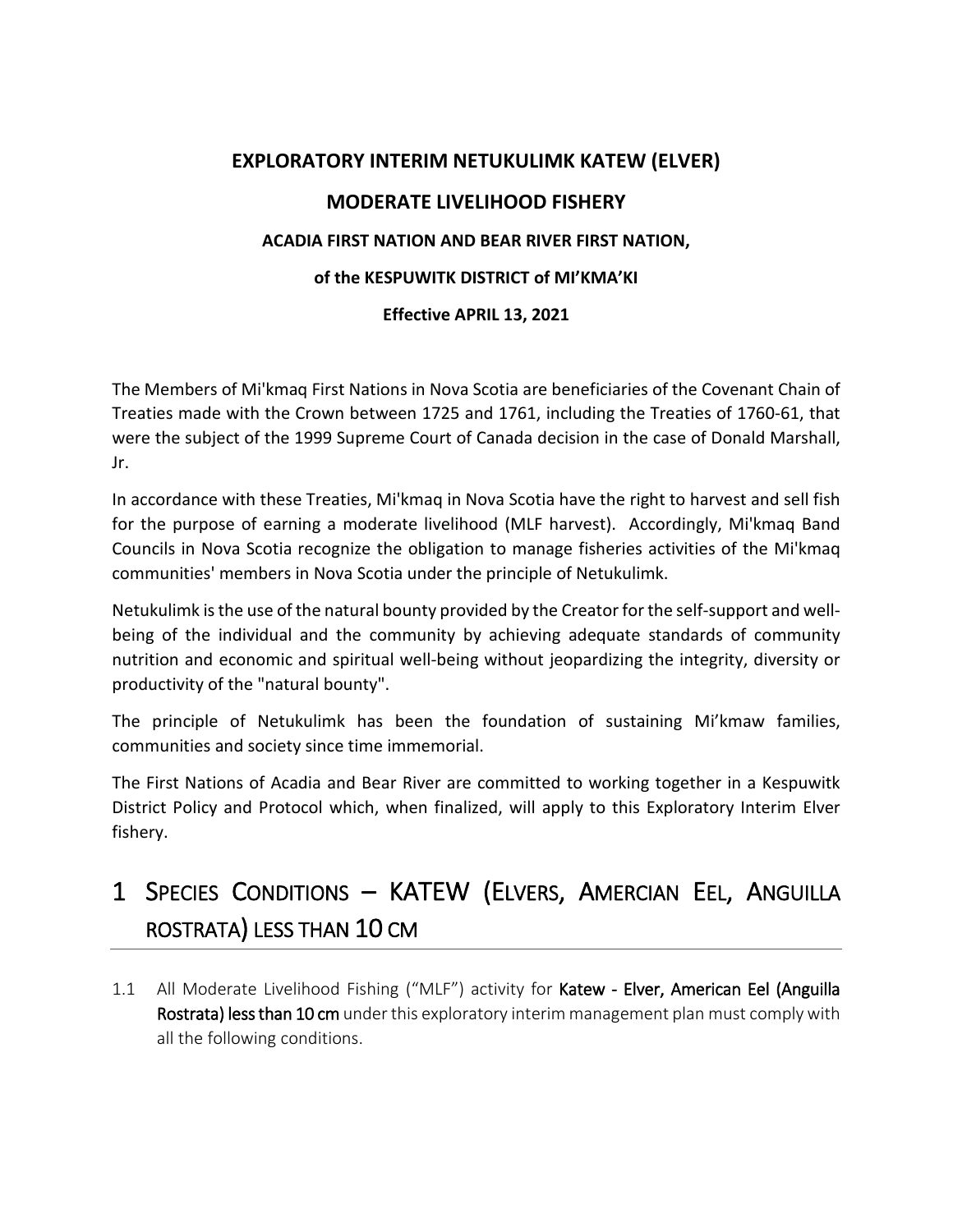**EXPLORATORY INTERIM NETUKULIMK KATEW (ELVER)**

**MODERATE LIVELIHOOD FISHERY**

**ACADIA FIRST NATION AND BEAR RIVER FIRST NATION,**

**of the KESPUWITK DISTRICT of MI'KMA'KI**

**Effective APRIL 13, 2021**

The Members of Mi'kmaq First Nations in Nova Scotia are beneficiaries of the Covenant Chain of Treaties made with the Crown between 1725 and 1761, including the Treaties of 1760-61, that were the subject of the 1999 Supreme Court of Canada decision in the case of Donald Marshall, Jr.

In accordance with these Treaties, Mi'kmaq in Nova Scotia have the right to harvest and sell fish for the purpose of earning a moderate livelihood (MLF harvest). Accordingly, Mi'kmaq Band Councils in Nova Scotia recognize the obligation to manage fisheries activities of the Mi'kmaq communities' members in Nova Scotia under the principle of Netukulimk.

Netukulimk is the use of the natural bounty provided by the Creator for the self-support and well-being of the individual and the community by achieving adequate standards of community nutrition and economic and spiritual well-being without jeopardizing the integrity, diversity or productivity of the "natural bounty".

The principle of Netukulimk has been the foundation of sustaining Mi'kmaw families, communities and society since time immemorial.

The First Nations of Acadia and Bear River are committed to working together in a Kespuwitk District Policy and Protocol which, when finalized, will apply to this Exploratory Interim Elver fishery.

# 1 Species Conditions – KATEW (Elvers, Amercian Eel, Anguilla rostrata) less than 10 cm

1.1 All Moderate Livelihood Fishing ("MLF") activity for **Katew - Elver, American Eel (Anguilla Rostrata) less than 10 cm** under this exploratory interim management plan must comply with all the following conditions.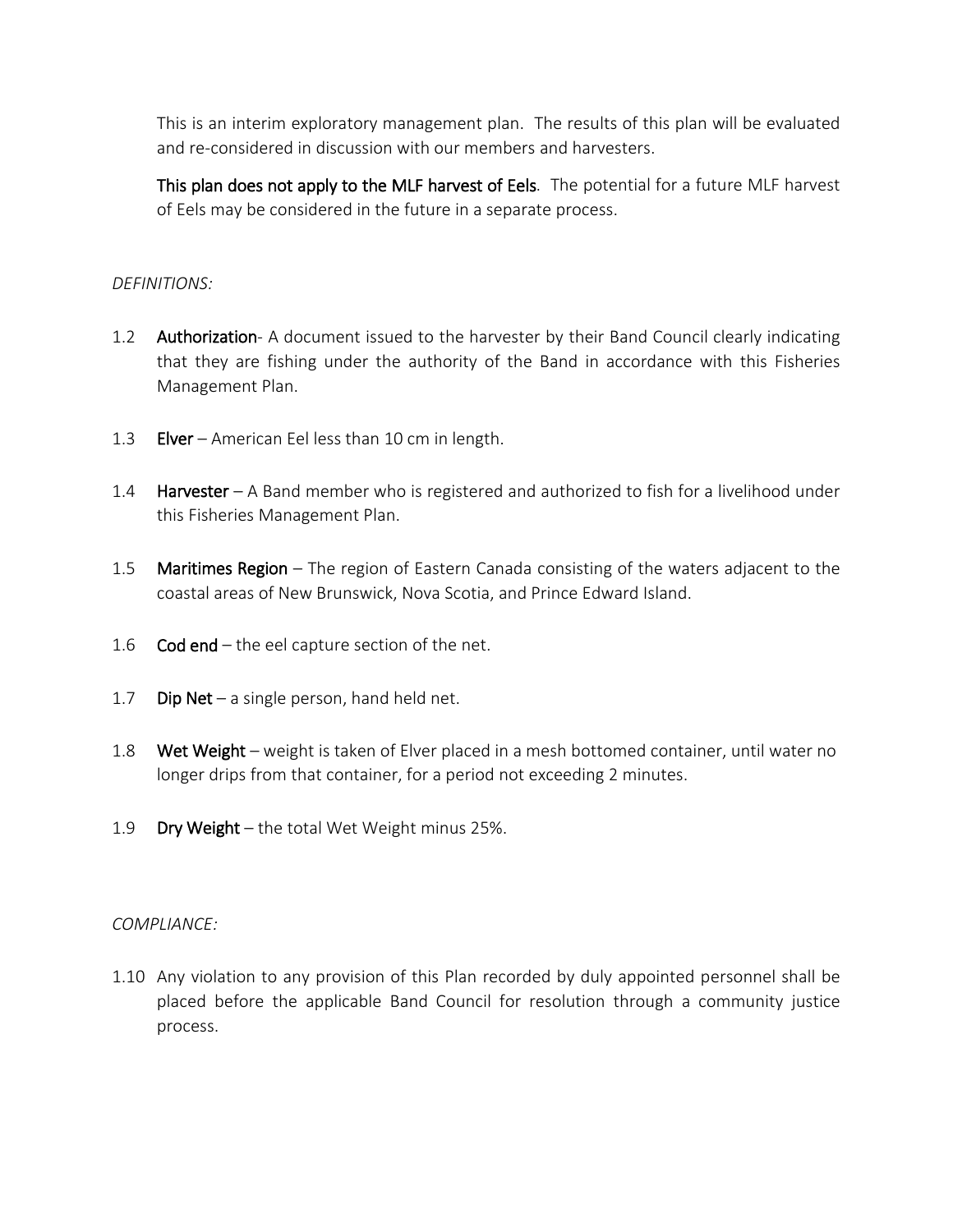This is an interim exploratory management plan. The results of this plan will be evaluated and re-considered in discussion with our members and harvesters.

**This plan does not apply to the MLF harvest of Eels**. The potential for a future MLF harvest of Eels may be considered in the future in a separate process.

*DEFINITIONS:*

1.2 **Authorization**- A document issued to the harvester by their Band Council clearly indicating that they are fishing under the authority of the Band in accordance with this Fisheries Management Plan.

1.3 **Elver** – American Eel less than 10 cm in length.

1.4 **Harvester** – A Band member who is registered and authorized to fish for a livelihood under this Fisheries Management Plan.

1.5 **Maritimes Region** – The region of Eastern Canada consisting of the waters adjacent to the coastal areas of New Brunswick, Nova Scotia, and Prince Edward Island.

1.6 **Cod end** – the eel capture section of the net.

1.7 **Dip Net** – a single person, hand held net.

1.8 **Wet Weight** – weight is taken of Elver placed in a mesh bottomed container, until water no longer drips from that container, for a period not exceeding 2 minutes.

1.9 **Dry Weight** – the total Wet Weight minus 25%.

*COMPLIANCE:*

1.10 Any violation to any provision of this Plan recorded by duly appointed personnel shall be placed before the applicable Band Council for resolution through a community justice process.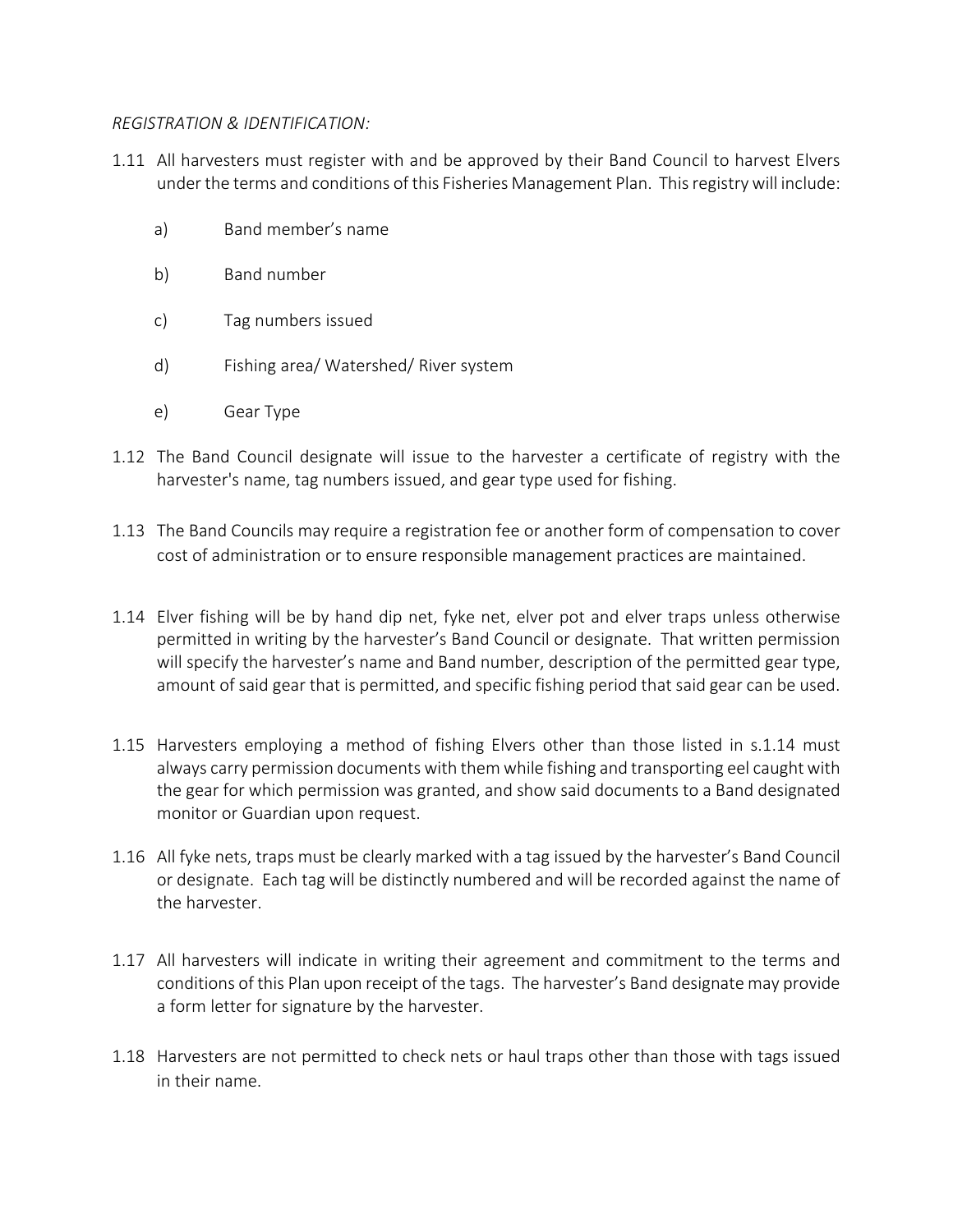*REGISTRATION & IDENTIFICATION:*

1.11 All harvesters must register with and be approved by their Band Council to harvest Elvers under the terms and conditions of this Fisheries Management Plan. This registry will include:

   a) Band member's name

   b) Band number

   c) Tag numbers issued

   d) Fishing area/ Watershed/ River system

   e) Gear Type

1.12 The Band Council designate will issue to the harvester a certificate of registry with the harvester's name, tag numbers issued, and gear type used for fishing.

1.13 The Band Councils may require a registration fee or another form of compensation to cover cost of administration or to ensure responsible management practices are maintained.

1.14 Elver fishing will be by hand dip net, fyke net, elver pot and elver traps unless otherwise permitted in writing by the harvester's Band Council or designate. That written permission will specify the harvester's name and Band number, description of the permitted gear type, amount of said gear that is permitted, and specific fishing period that said gear can be used.

1.15 Harvesters employing a method of fishing Elvers other than those listed in s.1.14 must always carry permission documents with them while fishing and transporting eel caught with the gear for which permission was granted, and show said documents to a Band designated monitor or Guardian upon request.

1.16 All fyke nets, traps must be clearly marked with a tag issued by the harvester's Band Council or designate. Each tag will be distinctly numbered and will be recorded against the name of the harvester.

1.17 All harvesters will indicate in writing their agreement and commitment to the terms and conditions of this Plan upon receipt of the tags. The harvester's Band designate may provide a form letter for signature by the harvester.

1.18 Harvesters are not permitted to check nets or haul traps other than those with tags issued in their name.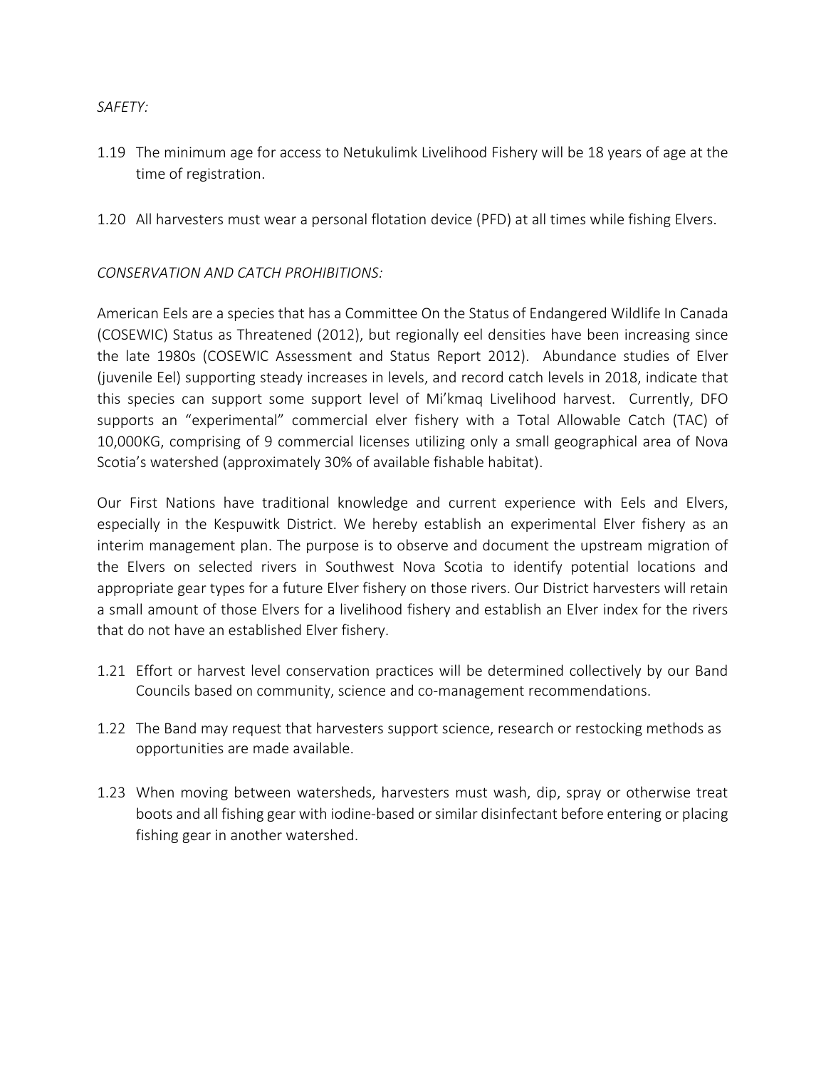*SAFETY:*

1.19 The minimum age for access to Netukulimk Livelihood Fishery will be 18 years of age at the time of registration.

1.20 All harvesters must wear a personal flotation device (PFD) at all times while fishing Elvers.

*CONSERVATION AND CATCH PROHIBITIONS:*

American Eels are a species that has a Committee On the Status of Endangered Wildlife In Canada (COSEWIC) Status as Threatened (2012), but regionally eel densities have been increasing since the late 1980s (COSEWIC Assessment and Status Report 2012). Abundance studies of Elver (juvenile Eel) supporting steady increases in levels, and record catch levels in 2018, indicate that this species can support some support level of Mi'kmaq Livelihood harvest. Currently, DFO supports an "experimental" commercial elver fishery with a Total Allowable Catch (TAC) of 10,000KG, comprising of 9 commercial licenses utilizing only a small geographical area of Nova Scotia's watershed (approximately 30% of available fishable habitat).

Our First Nations have traditional knowledge and current experience with Eels and Elvers, especially in the Kespuwitk District. We hereby establish an experimental Elver fishery as an interim management plan. The purpose is to observe and document the upstream migration of the Elvers on selected rivers in Southwest Nova Scotia to identify potential locations and appropriate gear types for a future Elver fishery on those rivers. Our District harvesters will retain a small amount of those Elvers for a livelihood fishery and establish an Elver index for the rivers that do not have an established Elver fishery.

1.21 Effort or harvest level conservation practices will be determined collectively by our Band Councils based on community, science and co-management recommendations.

1.22 The Band may request that harvesters support science, research or restocking methods as opportunities are made available.

1.23 When moving between watersheds, harvesters must wash, dip, spray or otherwise treat boots and all fishing gear with iodine-based or similar disinfectant before entering or placing fishing gear in another watershed.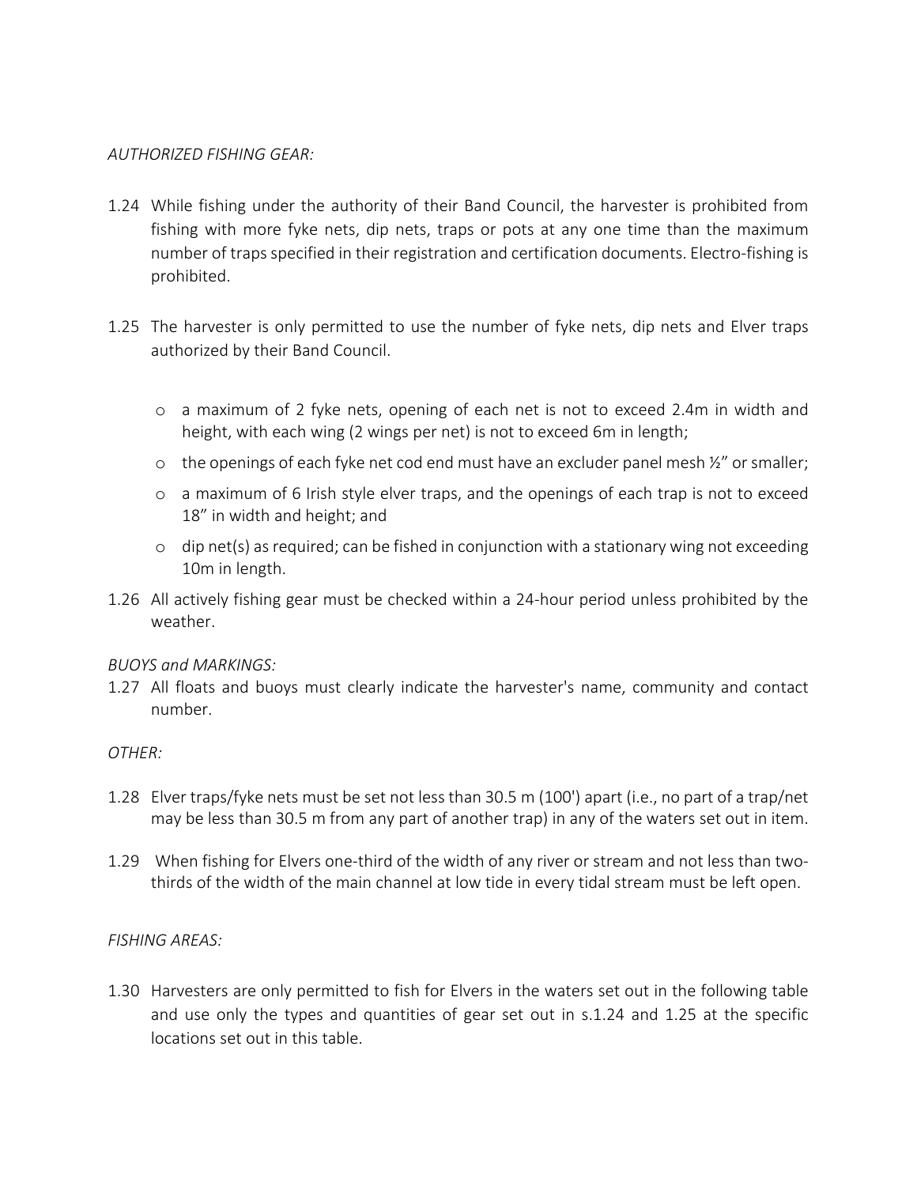*AUTHORIZED FISHING GEAR:*

1.24 While fishing under the authority of their Band Council, the harvester is prohibited from fishing with more fyke nets, dip nets, traps or pots at any one time than the maximum number of traps specified in their registration and certification documents. Electro-fishing is prohibited.

1.25 The harvester is only permitted to use the number of fyke nets, dip nets and Elver traps authorized by their Band Council.

- a maximum of 2 fyke nets, opening of each net is not to exceed 2.4m in width and height, with each wing (2 wings per net) is not to exceed 6m in length;
- the openings of each fyke net cod end must have an excluder panel mesh ½" or smaller;
- a maximum of 6 Irish style elver traps, and the openings of each trap is not to exceed 18" in width and height; and
- dip net(s) as required; can be fished in conjunction with a stationary wing not exceeding 10m in length.

1.26 All actively fishing gear must be checked within a 24-hour period unless prohibited by the weather.

*BUOYS and MARKINGS:*

1.27 All floats and buoys must clearly indicate the harvester's name, community and contact number.

*OTHER:*

1.28 Elver traps/fyke nets must be set not less than 30.5 m (100') apart (i.e., no part of a trap/net may be less than 30.5 m from any part of another trap) in any of the waters set out in item.

1.29 When fishing for Elvers one-third of the width of any river or stream and not less than two-thirds of the width of the main channel at low tide in every tidal stream must be left open.

*FISHING AREAS:*

1.30 Harvesters are only permitted to fish for Elvers in the waters set out in the following table and use only the types and quantities of gear set out in s.1.24 and 1.25 at the specific locations set out in this table.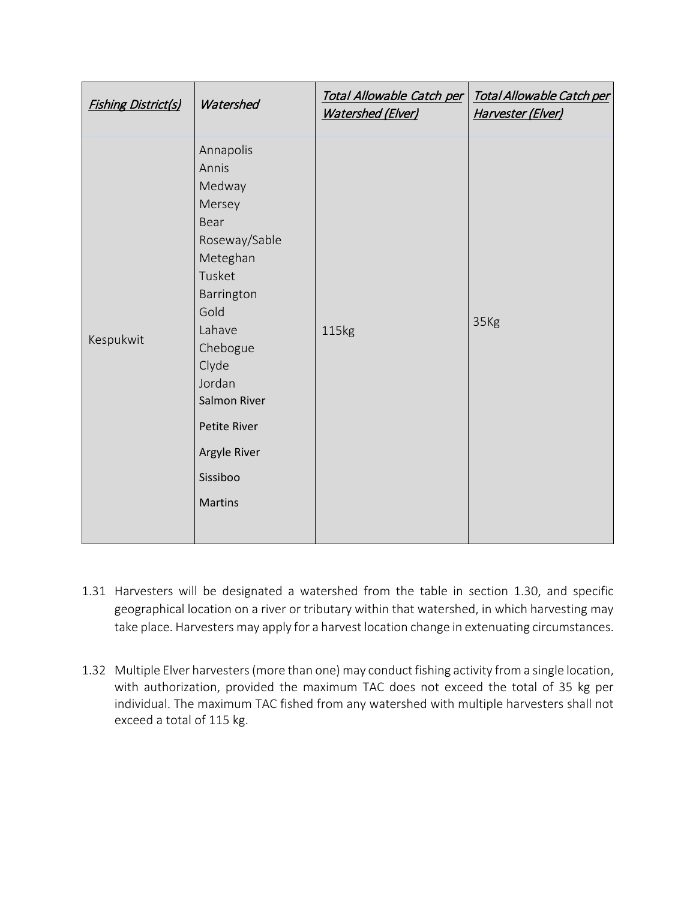| *Fishing District(s)* | *Watershed* | *Total Allowable Catch per Watershed (Elver)* | *Total Allowable Catch per Harvester (Elver)* |
|---|---|---|---|
| Kespukwit | Annapolis<br>Annis<br>Medway<br>Mersey<br>Bear<br>Roseway/Sable<br>Meteghan<br>Tusket<br>Barrington<br>Gold<br>Lahave<br>Chebogue<br>Clyde<br>Jordan<br>Salmon River<br>Petite River<br>Argyle River<br>Sissiboo<br>Martins | 115kg | 35Kg |

1.31 Harvesters will be designated a watershed from the table in section 1.30, and specific geographical location on a river or tributary within that watershed, in which harvesting may take place. Harvesters may apply for a harvest location change in extenuating circumstances.

1.32 Multiple Elver harvesters (more than one) may conduct fishing activity from a single location, with authorization, provided the maximum TAC does not exceed the total of 35 kg per individual. The maximum TAC fished from any watershed with multiple harvesters shall not exceed a total of 115 kg.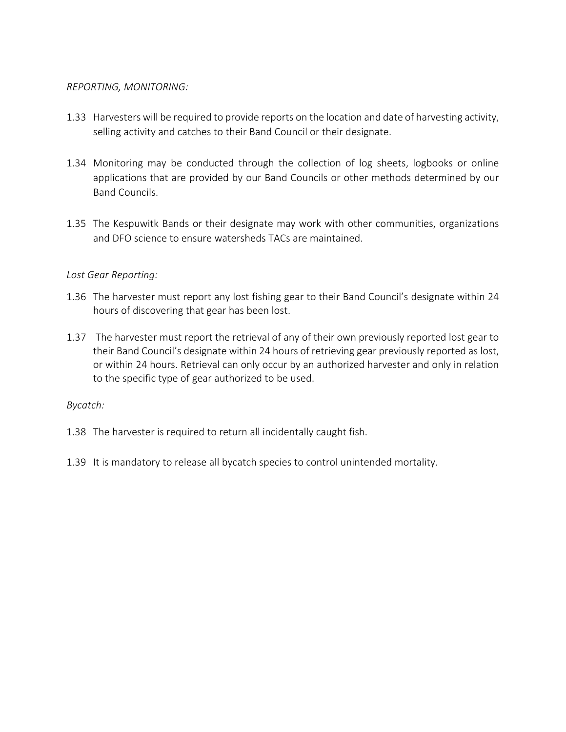*REPORTING, MONITORING:*

1.33 Harvesters will be required to provide reports on the location and date of harvesting activity, selling activity and catches to their Band Council or their designate.

1.34 Monitoring may be conducted through the collection of log sheets, logbooks or online applications that are provided by our Band Councils or other methods determined by our Band Councils.

1.35 The Kespuwitk Bands or their designate may work with other communities, organizations and DFO science to ensure watersheds TACs are maintained.

*Lost Gear Reporting:*

1.36 The harvester must report any lost fishing gear to their Band Council's designate within 24 hours of discovering that gear has been lost.

1.37 The harvester must report the retrieval of any of their own previously reported lost gear to their Band Council's designate within 24 hours of retrieving gear previously reported as lost, or within 24 hours. Retrieval can only occur by an authorized harvester and only in relation to the specific type of gear authorized to be used.

*Bycatch:*

1.38 The harvester is required to return all incidentally caught fish.

1.39 It is mandatory to release all bycatch species to control unintended mortality.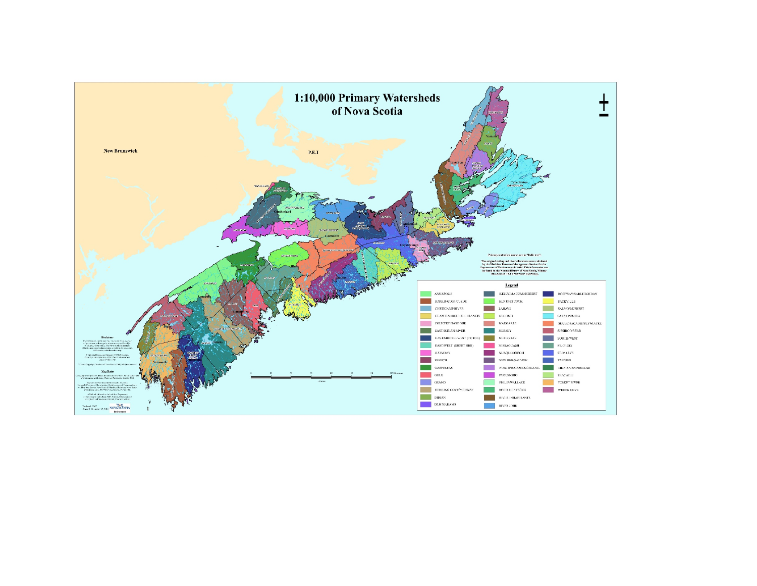# 1:10,000 Primary Watersheds of Nova Scotia

New Brunswick

P.E.I

Primary watershed names are in "Italic text".

The original coding and river allocation were calculated by the Maritime Resource Management Service for the Department of Environment in 1984. This information can be found in the Natural History of Nova Scotia, Volume One, Section T8.1 Freshwater Hydrology.

## Legend

| | | |
|---|---|---|
| ANNAPOLIS | KELLY/MACCAN/HEBERT | ROSEWAY/SABLE/JORDAN |
| BARRINGTON/CLYDE | KENNETCOOK | SACKVILLE |
| CHETICAMP RIVER | LAHAVE | SALMON/DEBERT |
| CLAM HARBOUR/ST. FRANCIS | LISCOMB | SALMON/MIRA |
| COUNTRY HARBOUR | MARGAREE | SHUBENACADIE/STEWIACKE |
| EAST/INDIAN RIVER | MERSEY | SISSIBOO/BEAR |
| EAST/MIDDLE/WEST (PICTOU) | METEGHAN | SOUTH/WEST |
| EAST/WEST (SHEET HBR) | MISSAGUASH | ST. CROIX |
| ECONOMY | MUSQUODOBOIT | ST. MARYS |
| FRENCH | NEW HBR/SALMON | TANGIER |
| GASPEREAU | NORTH/BADDECK/MIDDLE | TIDNISH/SHINIMICAS |
| GOLD | PARRSBORO | TRACADIE |
| GRAND | PHILIP/WALLACE | TUSKET RIVER |
| HERRING COVE/MEDWAY | RIVER DENYS/BRAS D'OR | WRECK COVE |
| INDIAN | RIVER INHABITANTS | |
| ISLE MADAME | RIVER JOHN | |

Kilometers

**Disclaimer**

**Map Notes**

NOVA SCOTIA
Environment